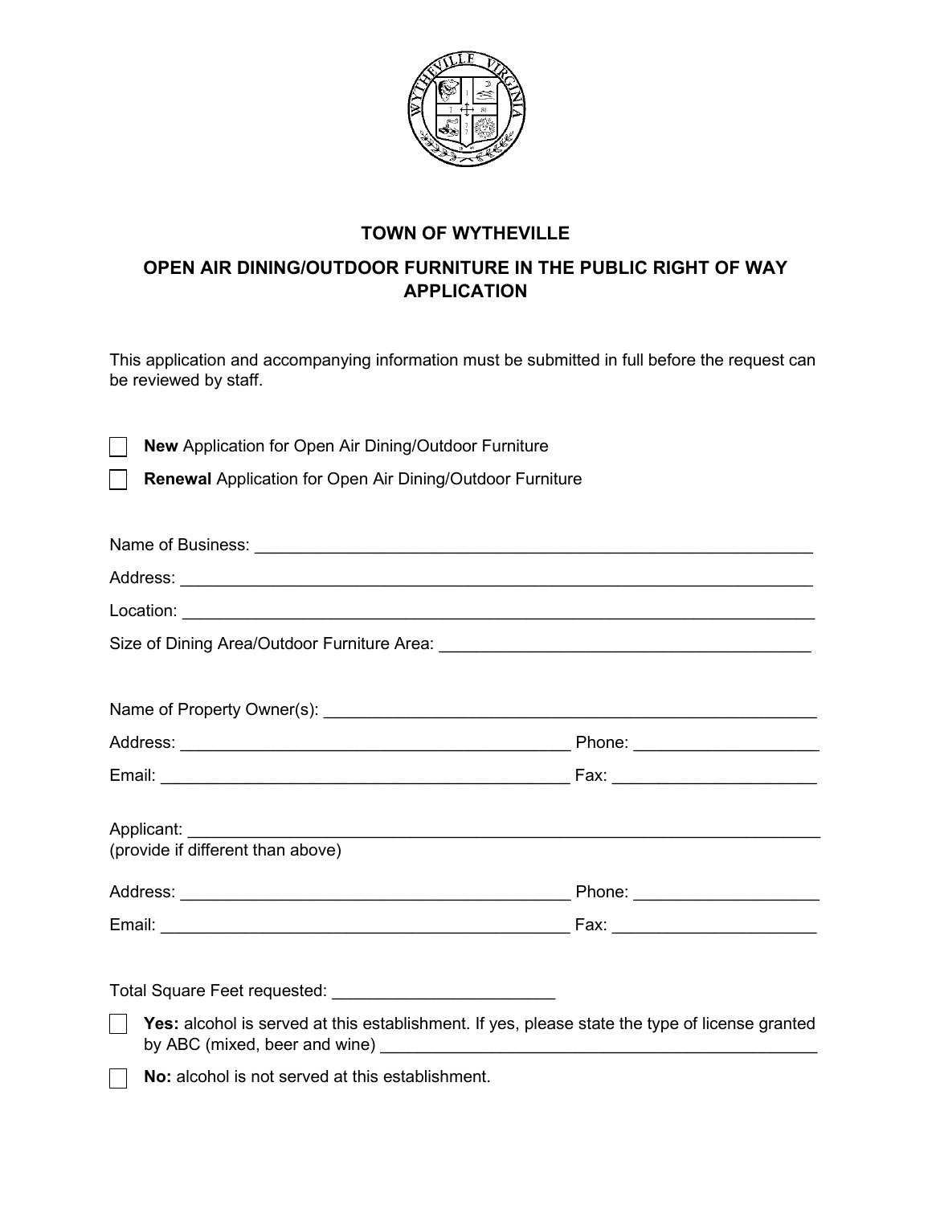# TOWN OF WYTHEVILLE

## OPEN AIR DINING/OUTDOOR FURNITURE IN THE PUBLIC RIGHT OF WAY APPLICATION

This application and accompanying information must be submitted in full before the request can be reviewed by staff.

☐ **New** Application for Open Air Dining/Outdoor Furniture

☐ **Renewal** Application for Open Air Dining/Outdoor Furniture

Name of Business: ______________________________________________________________

Address: ______________________________________________________________________

Location: ______________________________________________________________________

Size of Dining Area/Outdoor Furniture Area: ________________________________________

Name of Property Owner(s): _____________________________________________________

Address: __________________________________________ Phone: ___________________

Email: _____________________________________________ Fax: _____________________

Applicant: _____________________________________________________________________
(provide if different than above)

Address: __________________________________________ Phone: ___________________

Email: _____________________________________________ Fax: _____________________

Total Square Feet requested: ________________________

☐ **Yes:** alcohol is served at this establishment. If yes, please state the type of license granted by ABC (mixed, beer and wine) _______________________________________________

☐ **No:** alcohol is not served at this establishment.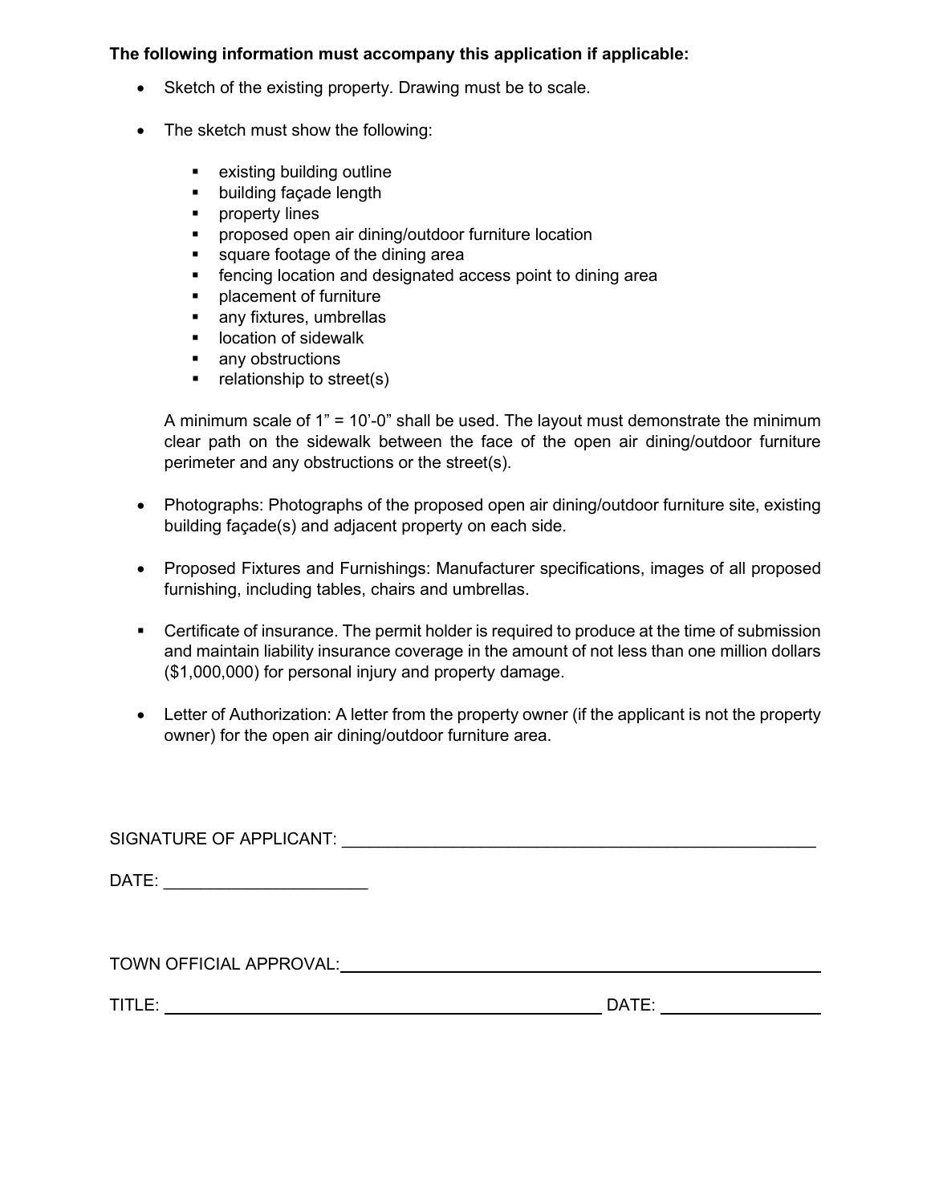**The following information must accompany this application if applicable:**

- Sketch of the existing property. Drawing must be to scale.

- The sketch must show the following:

  - existing building outline
  - building façade length
  - property lines
  - proposed open air dining/outdoor furniture location
  - square footage of the dining area
  - fencing location and designated access point to dining area
  - placement of furniture
  - any fixtures, umbrellas
  - location of sidewalk
  - any obstructions
  - relationship to street(s)

  A minimum scale of 1" = 10'-0" shall be used. The layout must demonstrate the minimum clear path on the sidewalk between the face of the open air dining/outdoor furniture perimeter and any obstructions or the street(s).

- Photographs: Photographs of the proposed open air dining/outdoor furniture site, existing building façade(s) and adjacent property on each side.

- Proposed Fixtures and Furnishings: Manufacturer specifications, images of all proposed furnishing, including tables, chairs and umbrellas.

- Certificate of insurance. The permit holder is required to produce at the time of submission and maintain liability insurance coverage in the amount of not less than one million dollars ($1,000,000) for personal injury and property damage.

- Letter of Authorization: A letter from the property owner (if the applicant is not the property owner) for the open air dining/outdoor furniture area.

SIGNATURE OF APPLICANT: ____________________________________________________

DATE: ______________________

TOWN OFFICIAL APPROVAL: ____________________________________________________

TITLE: ____________________________________________ DATE: _________________